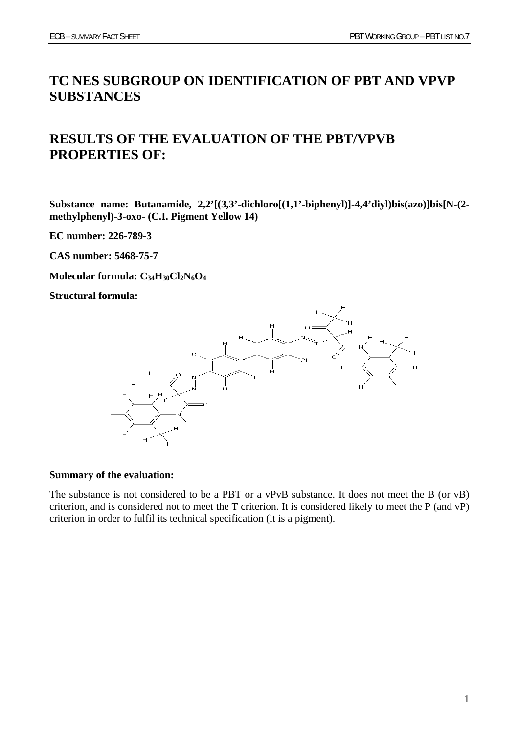# TC NES SUBGROUP ON IDENTIFICATION OF PBT AND VPVP SUBSTANCES

# RESULTS OF THE EVALUATION OF THE PBT/VPVB PROPERTIES OF:

**Substance name: Butanamide, 2,2'[(3,3'-dichloro[(1,1'-biphenyl)]-4,4'diyl)bis(azo)]bis[N-(2-methylphenyl)-3-oxo- (C.I. Pigment Yellow 14)**

**EC number: 226-789-3**

**CAS number: 5468-75-7**

**Molecular formula: $C_{34}H_{30}Cl_2N_6O_4$**

**Structural formula:**

**Summary of the evaluation:**

The substance is not considered to be a PBT or a vPvB substance. It does not meet the B (or vB) criterion, and is considered not to meet the T criterion. It is considered likely to meet the P (and vP) criterion in order to fulfil its technical specification (it is a pigment).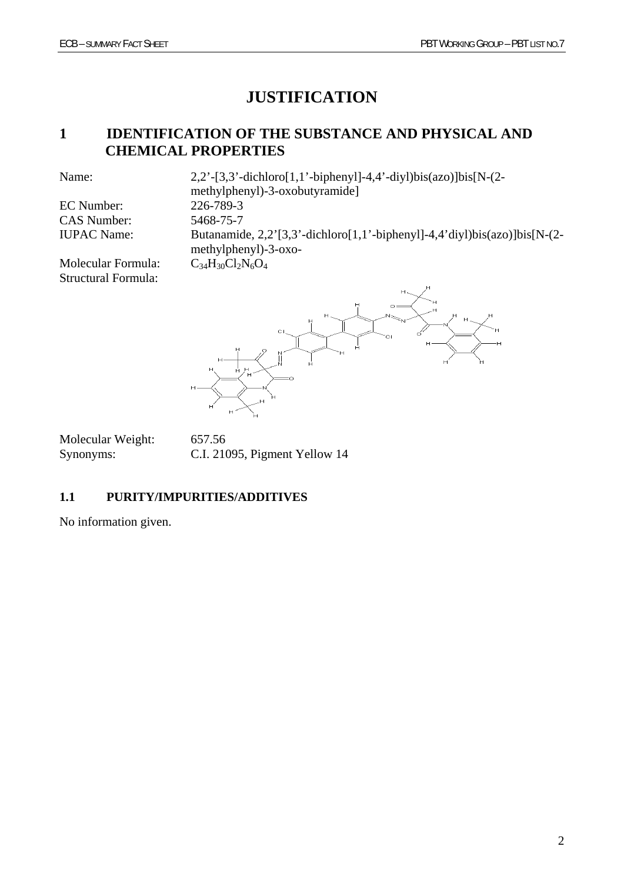# JUSTIFICATION

## 1 IDENTIFICATION OF THE SUBSTANCE AND PHYSICAL AND CHEMICAL PROPERTIES

| | |
|---|---|
| Name: | 2,2’-[3,3’-dichloro[1,1’-biphenyl]-4,4’-diyl)bis(azo)]bis[N-(2-methylphenyl)-3-oxobutyramide] |
| EC Number: | 226-789-3 |
| CAS Number: | 5468-75-7 |
| IUPAC Name: | Butanamide, 2,2’[3,3’-dichloro[1,1’-biphenyl]-4,4’diyl)bis(azo)]bis[N-(2-methylphenyl)-3-oxo- |
| Molecular Formula: | $C_{34}H_{30}Cl_2N_6O_4$ |
| Structural Formula: | |
| Molecular Weight: | 657.56 |
| Synonyms: | C.I. 21095, Pigment Yellow 14 |

### 1.1 PURITY/IMPURITIES/ADDITIVES

No information given.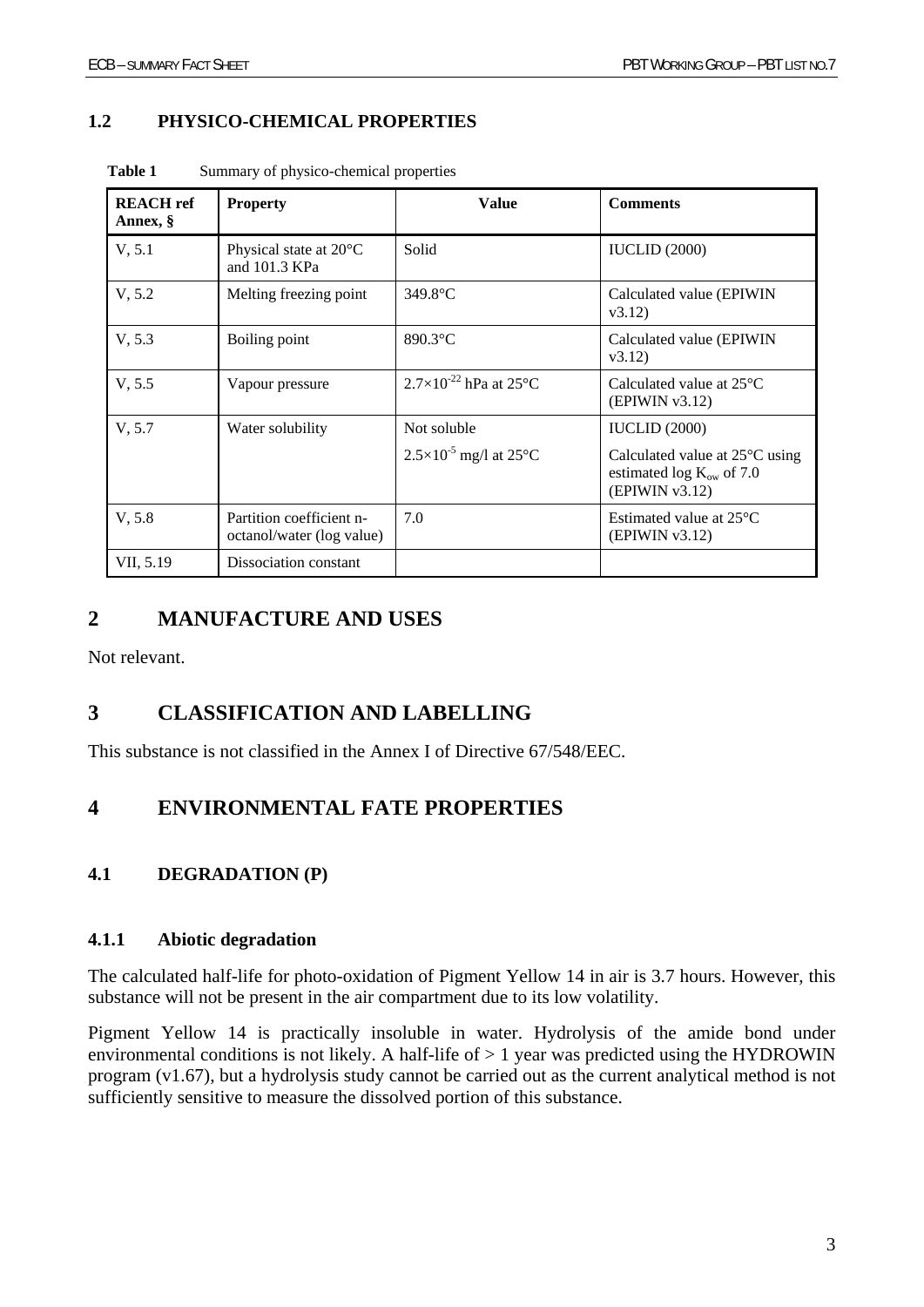## 1.2 PHYSICO-CHEMICAL PROPERTIES

**Table 1** Summary of physico-chemical properties

| **REACH ref Annex, §** | **Property** | **Value** | **Comments** |
|---|---|---|---|
| V, 5.1 | Physical state at 20°C and 101.3 KPa | Solid | IUCLID (2000) |
| V, 5.2 | Melting freezing point | 349.8°C | Calculated value (EPIWIN v3.12) |
| V, 5.3 | Boiling point | 890.3°C | Calculated value (EPIWIN v3.12) |
| V, 5.5 | Vapour pressure | $2.7 \times 10^{-22}$ hPa at 25°C | Calculated value at 25°C (EPIWIN v3.12) |
| V, 5.7 | Water solubility | Not soluble<br>$2.5 \times 10^{-5}$ mg/l at 25°C | IUCLID (2000)<br>Calculated value at 25°C using estimated log $K_{ow}$ of 7.0 (EPIWIN v3.12) |
| V, 5.8 | Partition coefficient n-octanol/water (log value) | 7.0 | Estimated value at 25°C (EPIWIN v3.12) |
| VII, 5.19 | Dissociation constant | | |

# 2 MANUFACTURE AND USES

Not relevant.

# 3 CLASSIFICATION AND LABELLING

This substance is not classified in the Annex I of Directive 67/548/EEC.

# 4 ENVIRONMENTAL FATE PROPERTIES

## 4.1 DEGRADATION (P)

### 4.1.1 Abiotic degradation

The calculated half-life for photo-oxidation of Pigment Yellow 14 in air is 3.7 hours. However, this substance will not be present in the air compartment due to its low volatility.

Pigment Yellow 14 is practically insoluble in water. Hydrolysis of the amide bond under environmental conditions is not likely. A half-life of > 1 year was predicted using the HYDROWIN program (v1.67), but a hydrolysis study cannot be carried out as the current analytical method is not sufficiently sensitive to measure the dissolved portion of this substance.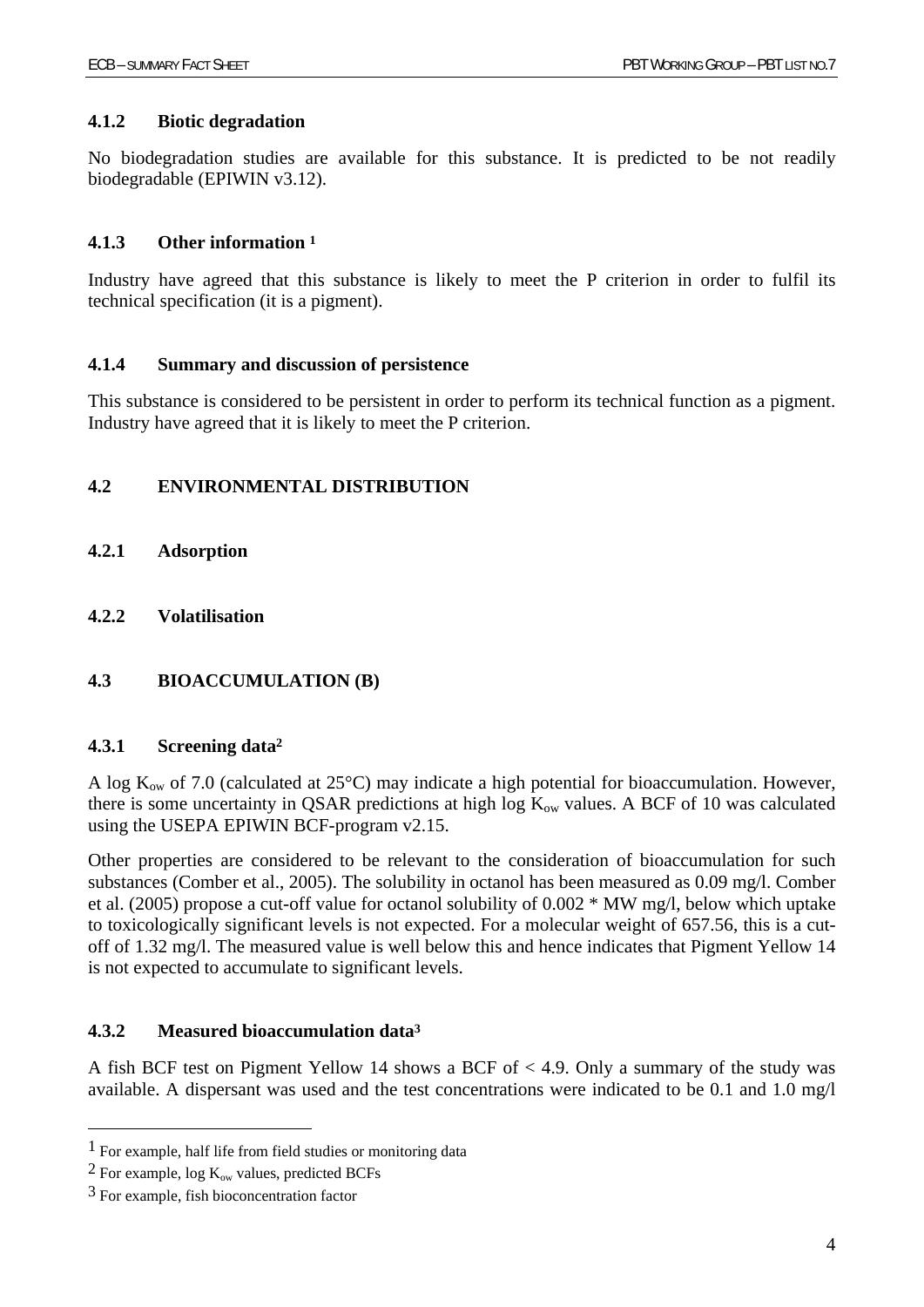#### 4.1.2 Biotic degradation

No biodegradation studies are available for this substance. It is predicted to be not readily biodegradable (EPIWIN v3.12).

#### 4.1.3 Other information [1]

Industry have agreed that this substance is likely to meet the P criterion in order to fulfil its technical specification (it is a pigment).

#### 4.1.4 Summary and discussion of persistence

This substance is considered to be persistent in order to perform its technical function as a pigment. Industry have agreed that it is likely to meet the P criterion.

### 4.2 ENVIRONMENTAL DISTRIBUTION

#### 4.2.1 Adsorption

#### 4.2.2 Volatilisation

### 4.3 BIOACCUMULATION (B)

#### 4.3.1 Screening data[2]

A log $K_{ow}$ of 7.0 (calculated at 25°C) may indicate a high potential for bioaccumulation. However, there is some uncertainty in QSAR predictions at high log $K_{ow}$ values. A BCF of 10 was calculated using the USEPA EPIWIN BCF-program v2.15.

Other properties are considered to be relevant to the consideration of bioaccumulation for such substances (Comber et al., 2005). The solubility in octanol has been measured as 0.09 mg/l. Comber et al. (2005) propose a cut-off value for octanol solubility of 0.002 * MW mg/l, below which uptake to toxicologically significant levels is not expected. For a molecular weight of 657.56, this is a cut-off of 1.32 mg/l. The measured value is well below this and hence indicates that Pigment Yellow 14 is not expected to accumulate to significant levels.

#### 4.3.2 Measured bioaccumulation data[3]

A fish BCF test on Pigment Yellow 14 shows a BCF of < 4.9. Only a summary of the study was available. A dispersant was used and the test concentrations were indicated to be 0.1 and 1.0 mg/l

---

[1] For example, half life from field studies or monitoring data

[2] For example, log $K_{ow}$ values, predicted BCFs

[3] For example, fish bioconcentration factor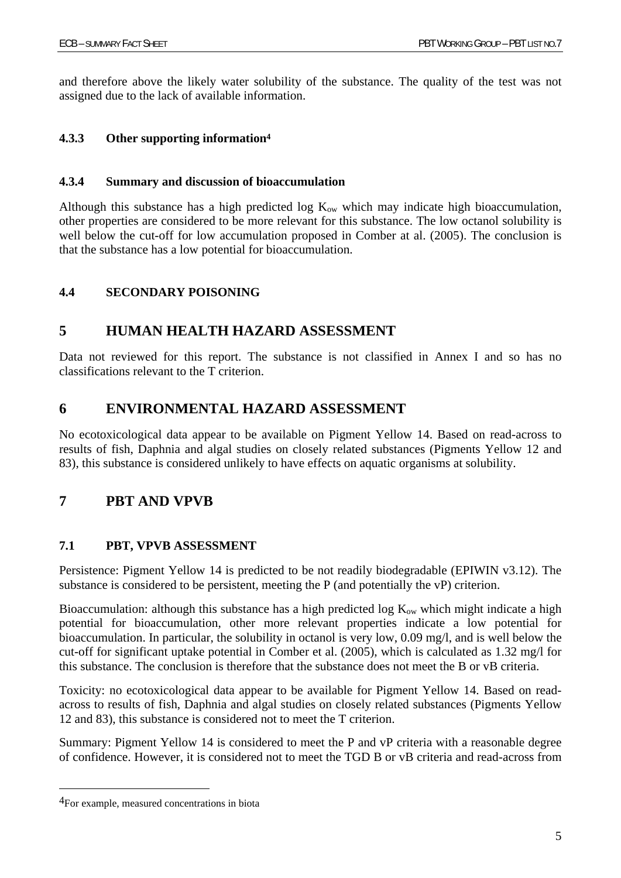and therefore above the likely water solubility of the substance. The quality of the test was not assigned due to the lack of available information.

#### 4.3.3 Other supporting information[4]

#### 4.3.4 Summary and discussion of bioaccumulation

Although this substance has a high predicted log $K_{ow}$ which may indicate high bioaccumulation, other properties are considered to be more relevant for this substance. The low octanol solubility is well below the cut-off for low accumulation proposed in Comber at al. (2005). The conclusion is that the substance has a low potential for bioaccumulation.

### 4.4 SECONDARY POISONING

# 5 HUMAN HEALTH HAZARD ASSESSMENT

Data not reviewed for this report. The substance is not classified in Annex I and so has no classifications relevant to the T criterion.

# 6 ENVIRONMENTAL HAZARD ASSESSMENT

No ecotoxicological data appear to be available on Pigment Yellow 14. Based on read-across to results of fish, Daphnia and algal studies on closely related substances (Pigments Yellow 12 and 83), this substance is considered unlikely to have effects on aquatic organisms at solubility.

# 7 PBT AND VPVB

## 7.1 PBT, VPVB ASSESSMENT

Persistence: Pigment Yellow 14 is predicted to be not readily biodegradable (EPIWIN v3.12). The substance is considered to be persistent, meeting the P (and potentially the vP) criterion.

Bioaccumulation: although this substance has a high predicted log $K_{ow}$ which might indicate a high potential for bioaccumulation, other more relevant properties indicate a low potential for bioaccumulation. In particular, the solubility in octanol is very low, 0.09 mg/l, and is well below the cut-off for significant uptake potential in Comber et al. (2005), which is calculated as 1.32 mg/l for this substance. The conclusion is therefore that the substance does not meet the B or vB criteria.

Toxicity: no ecotoxicological data appear to be available for Pigment Yellow 14. Based on read-across to results of fish, Daphnia and algal studies on closely related substances (Pigments Yellow 12 and 83), this substance is considered not to meet the T criterion.

Summary: Pigment Yellow 14 is considered to meet the P and vP criteria with a reasonable degree of confidence. However, it is considered not to meet the TGD B or vB criteria and read-across from

---

[4] For example, measured concentrations in biota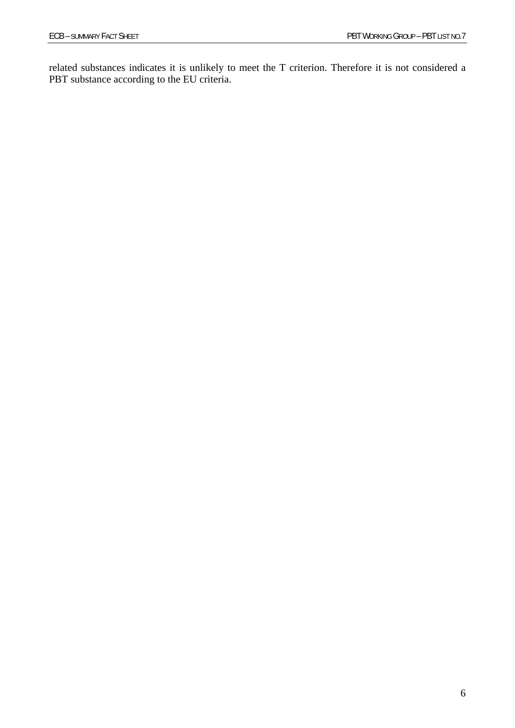related substances indicates it is unlikely to meet the T criterion. Therefore it is not considered a PBT substance according to the EU criteria.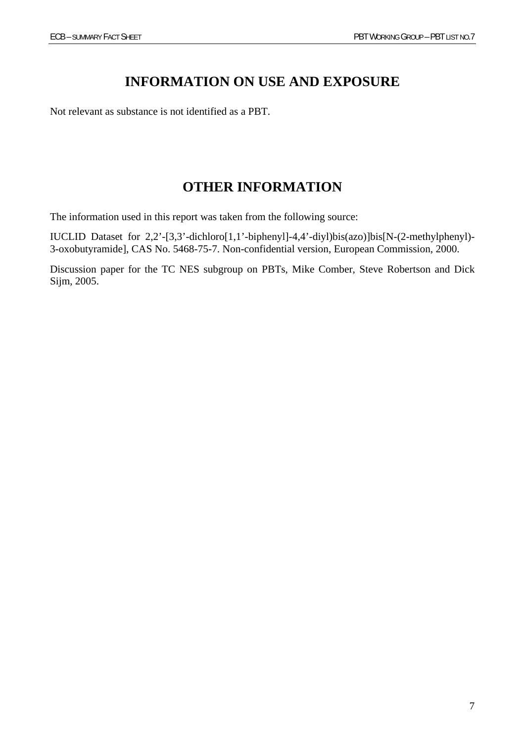# INFORMATION ON USE AND EXPOSURE

Not relevant as substance is not identified as a PBT.

# OTHER INFORMATION

The information used in this report was taken from the following source:

IUCLID Dataset for 2,2'-[3,3'-dichloro[1,1'-biphenyl]-4,4'-diyl)bis(azo)]bis[N-(2-methylphenyl)-3-oxobutyramide], CAS No. 5468-75-7. Non-confidential version, European Commission, 2000.

Discussion paper for the TC NES subgroup on PBTs, Mike Comber, Steve Robertson and Dick Sijm, 2005.